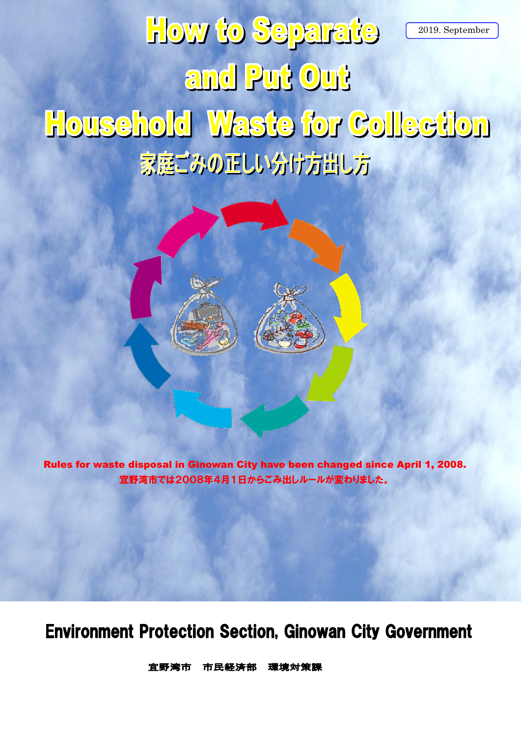2019. September

# How to Separate and Put Out Household Waste for Collection

# 家庭ごみの正しい分け方出し方

**Rules for waste disposal in Ginowan City have been changed since April 1, 2008.**
**宜野湾市では2008年4月1日からごみ出しルールが変わりました。**

## Environment Protection Section, Ginowan City Government

**宜野湾市　市民経済部　環境対策課**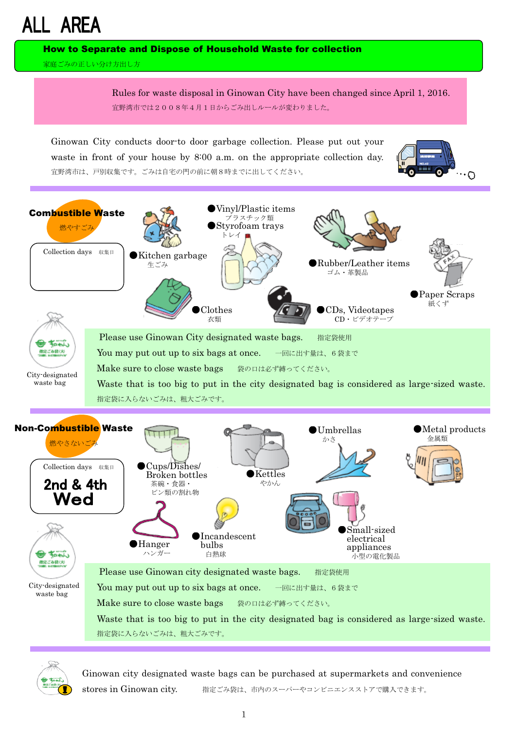# ALL AREA

## How to Separate and Dispose of Household Waste for collection

家庭ごみの正しい分け方出し方

Rules for waste disposal in Ginowan City have been changed since April 1, 2016.

宜野湾市では２００８年４月１日からごみ出しルールが変わりました。

Ginowan City conducts door-to door garbage collection. Please put out your waste in front of your house by 8:00 a.m. on the appropriate collection day.

宜野湾市は、戸別収集です。ごみは自宅の門の前に朝８時までに出してください。

### Combustible Waste 燃やすごみ

Collection days 収集日

- Kitchen garbage 生ごみ
- Vinyl/Plastic items プラスチック類
- Styrofoam trays トレイ
- Rubber/Leather items ゴム・革製品
- Paper Scraps 紙くず
- Clothes 衣類
- CDs, Videotapes CD・ビデオテープ

City-designated waste bag

Please use Ginowan City designated waste bags. 指定袋使用

You may put out up to six bags at once. 一回に出す量は、６袋まで

Make sure to close waste bags 袋の口は必ず縛ってください。

Waste that is too big to put in the city designated bag is considered as large-sized waste.

指定袋に入らないごみは、粗大ごみです。

### Non-Combustible Waste 燃やさないごみ

Collection days 収集日

**2nd & 4th Wed**

- Cups/Dishes/ Broken bottles 茶碗・食器・ビン類の割れ物
- Kettles やかん
- Umbrellas かさ
- Metal products 金属類
- Hanger ハンガー
- Incandescent bulbs 白熱球
- Small-sized electrical appliances 小型の電化製品

City-designated waste bag

Please use Ginowan city designated waste bags. 指定袋使用

You may put out up to six bags at once. 一回に出す量は、６袋まで

Make sure to close waste bags 袋の口は必ず縛ってください。

Waste that is too big to put in the city designated bag is considered as large-sized waste.

指定袋に入らないごみは、粗大ごみです。

Ginowan city designated waste bags can be purchased at supermarkets and convenience stores in Ginowan city. 指定ごみ袋は、市内のスーパーやコンビニエンスストアで購入できます。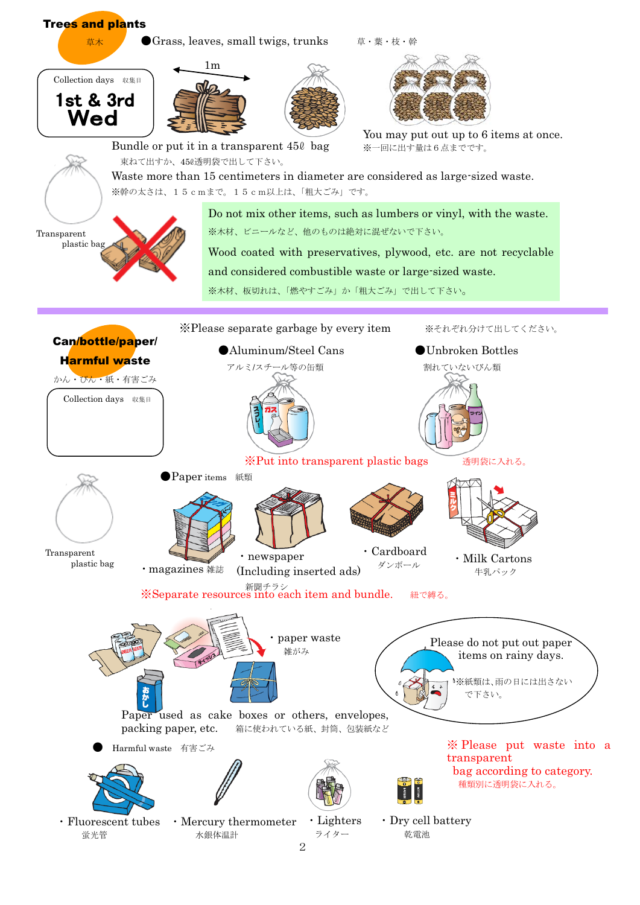## Trees and plants

草木

●Grass, leaves, small twigs, trunks　　草・葉・枝・幹

Collection days　収集日

**1st & 3rd Wed**

1m

Bundle or put it in a transparent 45ℓ bag

束ねて出すか、45ℓ透明袋で出して下さい。

You may put out up to 6 items at once.

※一回に出す量は６点までです。

Waste more than 15 centimeters in diameter are considered as large-sized waste.

※幹の太さは、１５ｃｍまで。１５ｃｍ以上は、「粗大ごみ」です。

Transparent plastic bag

Do not mix other items, such as lumbers or vinyl, with the waste.

※木材、ビニールなど、他のものは絶対に混ぜないで下さい。

Wood coated with preservatives, plywood, etc. are not recyclable and considered combustible waste or large-sized waste.

※木材、板切れは、「燃やすごみ」か「粗大ごみ」で出して下さい。

---

## Can/bottle/paper/ Harmful waste

かん・びん・紙・有害ごみ

Collection days　収集日

※Please separate garbage by every item　　※それぞれ分けて出してください。

●Aluminum/Steel Cans

アルミ/スチール等の缶類

●Unbroken Bottles

割れていないびん類

※Put into transparent plastic bags　　透明袋に入れる。

Transparent plastic bag

●Paper items　紙類

・magazines 雑誌

・newspaper (Including inserted ads)

新聞チラシ

・Cardboard

ダンボール

・Milk Cartons

牛乳パック

※Separate resources into each item and bundle.　紐で縛る。

・paper waste

雑がみ

Paper used as cake boxes or others, envelopes, packing paper, etc.　箱に使われている紙、封筒、包装紙など

Please do not put out paper items on rainy days.

※紙類は、雨の日には出さないで下さい。

● Harmful waste　有害ごみ

※Please put waste into a transparent bag according to category.

種類別に透明袋に入れる。

・Fluorescent tubes

蛍光管

・Mercury thermometer

水銀体温計

・Lighters

ライター

・Dry cell battery

乾電池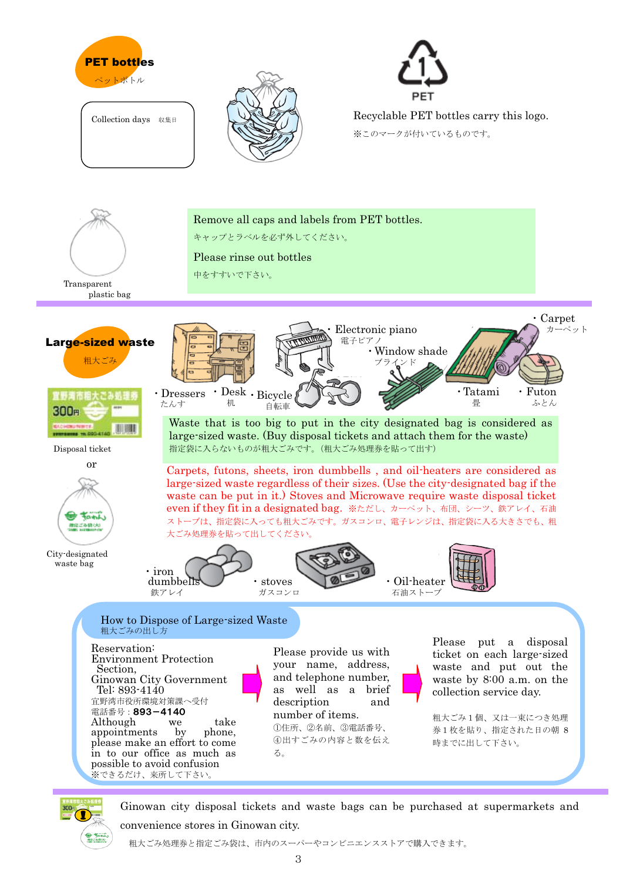## PET bottles

ペットボトル

Collection days　収集日

Recyclable PET bottles carry this logo.

※このマークが付いているものです。

Transparent plastic bag

Remove all caps and labels from PET bottles.

キャップとラベルを必ず外してください。

Please rinse out bottles

中をすすいで下さい。

## Large-sized waste

粗大ごみ

Disposal ticket

or

City-designated waste bag

- Dressers たんす
- Desk 机
- Bicycle 自転車
- Electronic piano 電子ピアノ
- Window shade ブラインド
- Tatami 畳
- Carpet カーペット
- Futon ふとん

Waste that is too big to put in the city designated bag is considered as large-sized waste. (Buy disposal tickets and attach them for the waste)

指定袋に入らないものが粗大ごみです。（粗大ごみ処理券を貼って出す）

Carpets, futons, sheets, iron dumbbells , and oil-heaters are considered as large-sized waste regardless of their sizes. (Use the city-designated bag if the waste can be put in it.) Stoves and Microwave require waste disposal ticket even if they fit in a designated bag. ※ただし、カーペット、布団、シーツ、鉄アレイ、石油ストーブは、指定袋に入っても粗大ごみです。ガスコンロ、電子レンジは、指定袋に入る大きさでも、粗大ごみ処理券を貼って出してください。

- iron dumbbells 鉄アレイ
- stoves ガスコンロ
- Oil-heater 石油ストーブ

### How to Dispose of Large-sized Waste

粗大ごみの出し方

Reservation:
Environment Protection Section,
Ginowan City Government
Tel: 893-4140

宜野湾市役所環境対策課へ受付
電話番号：**893－4140**

Although we take appointments by phone, please make an effort to come in to our office as much as possible to avoid confusion

※できるだけ、来所して下さい。

→

Please provide us with your name, address, and telephone number, as well as a brief description and number of items.

①住所、②名前、③電話番号、④出すごみの内容と数を伝える。

→

Please put a disposal ticket on each large-sized waste and put out the waste by 8:00 a.m. on the collection service day.

粗大ごみ１個、又は一束につき処理券１枚を貼り、指定された日の朝 8時までに出して下さい。

Ginowan city disposal tickets and waste bags can be purchased at supermarkets and convenience stores in Ginowan city.

粗大ごみ処理券と指定ごみ袋は、市内のスーパーやコンビニエンスストアで購入できます。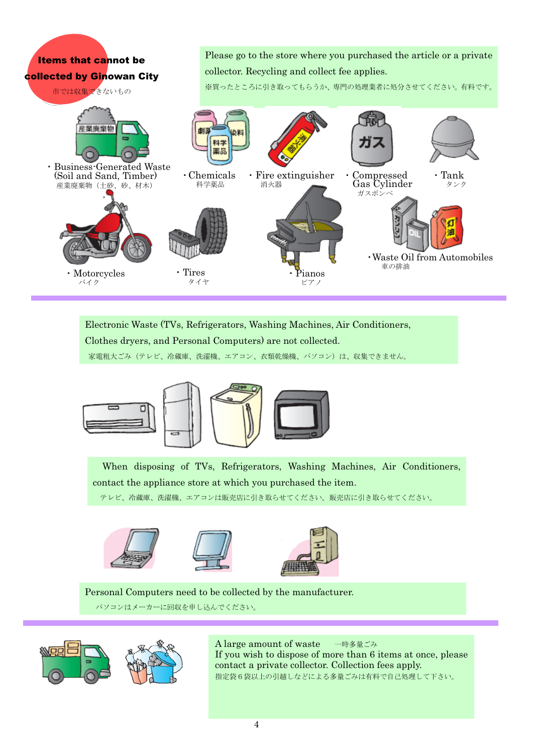## Items that cannot be collected by Ginowan City

市では収集できないもの

Please go to the store where you purchased the article or a private collector. Recycling and collect fee applies.

※買ったところに引き取ってもらうか、専門の処理業者に処分させてください。有料です。

- Business-Generated Waste (Soil and Sand, Timber)
  産業廃棄物（土砂、砂、材木）
- Chemicals
  科学薬品
- Fire extinguisher
  消火器
- Compressed Gas Cylinder
  ガスボンベ
- Tank
  タンク
- Motorcycles
  バイク
- Tires
  タイヤ
- Pianos
  ピアノ
- Waste Oil from Automobiles
  車の排油

---

Electronic Waste (TVs, Refrigerators, Washing Machines, Air Conditioners, Clothes dryers, and Personal Computers) are not collected.

家電粗大ごみ（テレビ、冷蔵庫、洗濯機、エアコン、衣類乾燥機、パソコン）は、収集できません。

When disposing of TVs, Refrigerators, Washing Machines, Air Conditioners, contact the appliance store at which you purchased the item.

テレビ、冷蔵庫、洗濯機、エアコンは販売店に引き取らせてください。販売店に引き取らせてください。

Personal Computers need to be collected by the manufacturer.

パソコンはメーカーに回収を申し込んでください。

---

A large amount of waste　一時多量ごみ

If you wish to dispose of more than 6 items at once, please contact a private collector. Collection fees apply.

指定袋６袋以上の引越しなどによる多量ごみは有料で自己処理して下さい。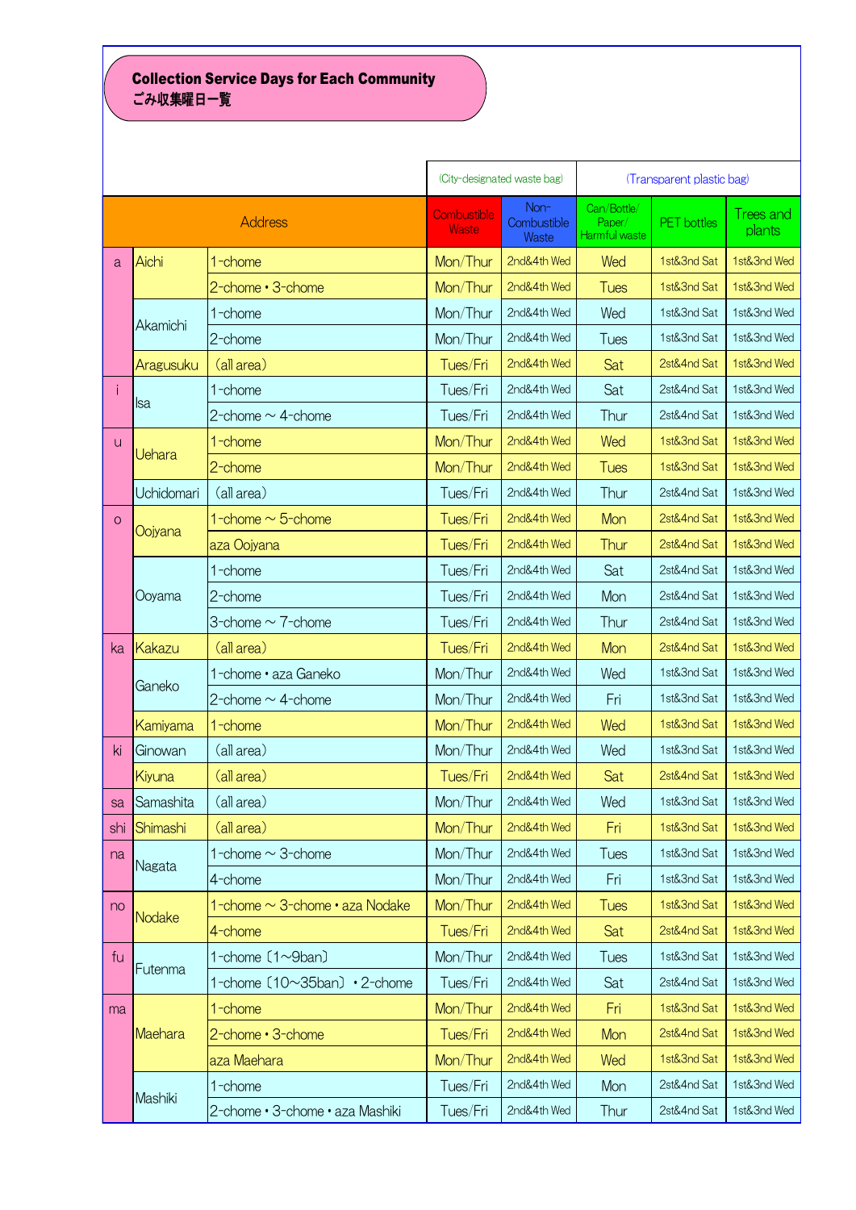**Collection Service Days for Each Community**
**ごみ収集曜日一覧**

| Address | | | (City-designated waste bag) | | (Transparent plastic bag) | | |
|---|---|---|---|---|---|---|---|
| | | | Combustible Waste | Non-Combustible Waste | Can/Bottle/Paper/Harmful waste | PET bottles | Trees and plants |
| a | Aichi | 1-chome | Mon/Thur | 2nd&4th Wed | Wed | 1st&3nd Sat | 1st&3nd Wed |
| | | 2-chome・3-chome | Mon/Thur | 2nd&4th Wed | Tues | 1st&3nd Sat | 1st&3nd Wed |
| | Akamichi | 1-chome | Mon/Thur | 2nd&4th Wed | Wed | 1st&3nd Sat | 1st&3nd Wed |
| | | 2-chome | Mon/Thur | 2nd&4th Wed | Tues | 1st&3nd Sat | 1st&3nd Wed |
| | Aragusuku | (all area) | Tues/Fri | 2nd&4th Wed | Sat | 2st&4nd Sat | 1st&3nd Wed |
| i | Isa | 1-chome | Tues/Fri | 2nd&4th Wed | Sat | 2st&4nd Sat | 1st&3nd Wed |
| | | 2-chome ～ 4-chome | Tues/Fri | 2nd&4th Wed | Thur | 2st&4nd Sat | 1st&3nd Wed |
| u | Uehara | 1-chome | Mon/Thur | 2nd&4th Wed | Wed | 1st&3nd Sat | 1st&3nd Wed |
| | | 2-chome | Mon/Thur | 2nd&4th Wed | Tues | 1st&3nd Sat | 1st&3nd Wed |
| | Uchidomari | (all area) | Tues/Fri | 2nd&4th Wed | Thur | 2st&4nd Sat | 1st&3nd Wed |
| o | Oojyana | 1-chome ～ 5-chome | Tues/Fri | 2nd&4th Wed | Mon | 2st&4nd Sat | 1st&3nd Wed |
| | | aza Oojyana | Tues/Fri | 2nd&4th Wed | Thur | 2st&4nd Sat | 1st&3nd Wed |
| | Ooyama | 1-chome | Tues/Fri | 2nd&4th Wed | Sat | 2st&4nd Sat | 1st&3nd Wed |
| | | 2-chome | Tues/Fri | 2nd&4th Wed | Mon | 2st&4nd Sat | 1st&3nd Wed |
| | | 3-chome ～ 7-chome | Tues/Fri | 2nd&4th Wed | Thur | 2st&4nd Sat | 1st&3nd Wed |
| ka | Kakazu | (all area) | Tues/Fri | 2nd&4th Wed | Mon | 2st&4nd Sat | 1st&3nd Wed |
| | Ganeko | 1-chome・aza Ganeko | Mon/Thur | 2nd&4th Wed | Wed | 1st&3nd Sat | 1st&3nd Wed |
| | | 2-chome ～ 4-chome | Mon/Thur | 2nd&4th Wed | Fri | 1st&3nd Sat | 1st&3nd Wed |
| | Kamiyama | 1-chome | Mon/Thur | 2nd&4th Wed | Wed | 1st&3nd Sat | 1st&3nd Wed |
| ki | Ginowan | (all area) | Mon/Thur | 2nd&4th Wed | Wed | 1st&3nd Sat | 1st&3nd Wed |
| | Kiyuna | (all area) | Tues/Fri | 2nd&4th Wed | Sat | 2st&4nd Sat | 1st&3nd Wed |
| sa | Samashita | (all area) | Mon/Thur | 2nd&4th Wed | Wed | 1st&3nd Sat | 1st&3nd Wed |
| shi | Shimashi | (all area) | Mon/Thur | 2nd&4th Wed | Fri | 1st&3nd Sat | 1st&3nd Wed |
| na | Nagata | 1-chome ～ 3-chome | Mon/Thur | 2nd&4th Wed | Tues | 1st&3nd Sat | 1st&3nd Wed |
| | | 4-chome | Mon/Thur | 2nd&4th Wed | Fri | 1st&3nd Sat | 1st&3nd Wed |
| no | Nodake | 1-chome ～ 3-chome・aza Nodake | Mon/Thur | 2nd&4th Wed | Tues | 1st&3nd Sat | 1st&3nd Wed |
| | | 4-chome | Tues/Fri | 2nd&4th Wed | Sat | 2st&4nd Sat | 1st&3nd Wed |
| fu | Futenma | 1-chome〔1～9ban〕 | Mon/Thur | 2nd&4th Wed | Tues | 1st&3nd Sat | 1st&3nd Wed |
| | | 1-chome〔10～35ban〕・2-chome | Tues/Fri | 2nd&4th Wed | Sat | 2st&4nd Sat | 1st&3nd Wed |
| ma | Maehara | 1-chome | Mon/Thur | 2nd&4th Wed | Fri | 1st&3nd Sat | 1st&3nd Wed |
| | | 2-chome・3-chome | Tues/Fri | 2nd&4th Wed | Mon | 2st&4nd Sat | 1st&3nd Wed |
| | | aza Maehara | Mon/Thur | 2nd&4th Wed | Wed | 1st&3nd Sat | 1st&3nd Wed |
| | Mashiki | 1-chome | Tues/Fri | 2nd&4th Wed | Mon | 2st&4nd Sat | 1st&3nd Wed |
| | | 2-chome・3-chome・aza Mashiki | Tues/Fri | 2nd&4th Wed | Thur | 2st&4nd Sat | 1st&3nd Wed |